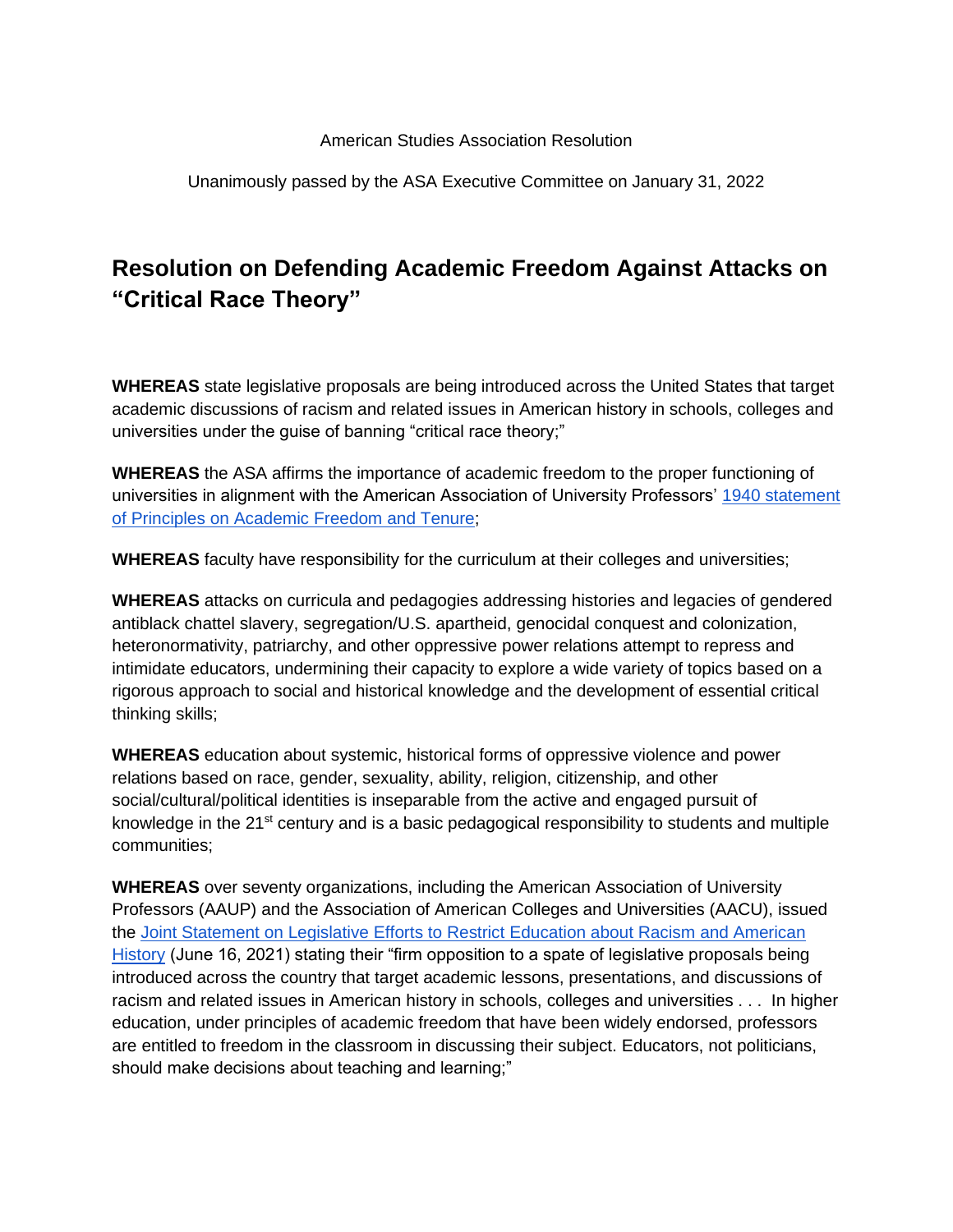American Studies Association Resolution

Unanimously passed by the ASA Executive Committee on January 31, 2022

# Resolution on Defending Academic Freedom Against Attacks on "Critical Race Theory"

**WHEREAS** state legislative proposals are being introduced across the United States that target academic discussions of racism and related issues in American history in schools, colleges and universities under the guise of banning "critical race theory;"

**WHEREAS** the ASA affirms the importance of academic freedom to the proper functioning of universities in alignment with the American Association of University Professors' [1940 statement of Principles on Academic Freedom and Tenure];

**WHEREAS** faculty have responsibility for the curriculum at their colleges and universities;

**WHEREAS** attacks on curricula and pedagogies addressing histories and legacies of gendered antiblack chattel slavery, segregation/U.S. apartheid, genocidal conquest and colonization, heteronormativity, patriarchy, and other oppressive power relations attempt to repress and intimidate educators, undermining their capacity to explore a wide variety of topics based on a rigorous approach to social and historical knowledge and the development of essential critical thinking skills;

**WHEREAS** education about systemic, historical forms of oppressive violence and power relations based on race, gender, sexuality, ability, religion, citizenship, and other social/cultural/political identities is inseparable from the active and engaged pursuit of knowledge in the 21st century and is a basic pedagogical responsibility to students and multiple communities;

**WHEREAS** over seventy organizations, including the American Association of University Professors (AAUP) and the Association of American Colleges and Universities (AACU), issued the [Joint Statement on Legislative Efforts to Restrict Education about Racism and American History] (June 16, 2021) stating their "firm opposition to a spate of legislative proposals being introduced across the country that target academic lessons, presentations, and discussions of racism and related issues in American history in schools, colleges and universities . . . In higher education, under principles of academic freedom that have been widely endorsed, professors are entitled to freedom in the classroom in discussing their subject. Educators, not politicians, should make decisions about teaching and learning;"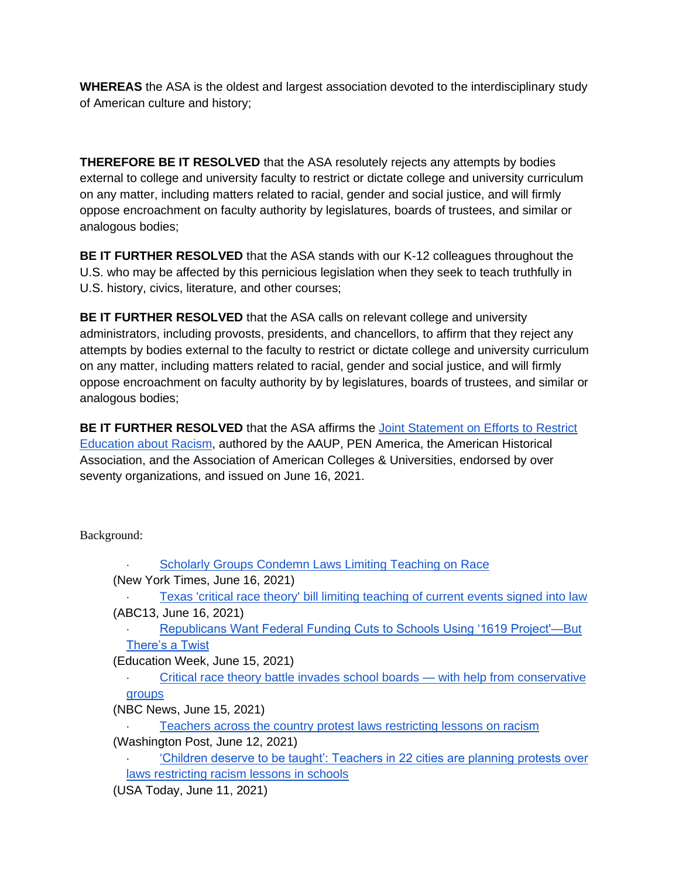**WHEREAS** the ASA is the oldest and largest association devoted to the interdisciplinary study of American culture and history;

**THEREFORE BE IT RESOLVED** that the ASA resolutely rejects any attempts by bodies external to college and university faculty to restrict or dictate college and university curriculum on any matter, including matters related to racial, gender and social justice, and will firmly oppose encroachment on faculty authority by legislatures, boards of trustees, and similar or analogous bodies;

**BE IT FURTHER RESOLVED** that the ASA stands with our K-12 colleagues throughout the U.S. who may be affected by this pernicious legislation when they seek to teach truthfully in U.S. history, civics, literature, and other courses;

**BE IT FURTHER RESOLVED** that the ASA calls on relevant college and university administrators, including provosts, presidents, and chancellors, to affirm that they reject any attempts by bodies external to the faculty to restrict or dictate college and university curriculum on any matter, including matters related to racial, gender and social justice, and will firmly oppose encroachment on faculty authority by by legislatures, boards of trustees, and similar or analogous bodies;

**BE IT FURTHER RESOLVED** that the ASA affirms the Joint Statement on Efforts to Restrict Education about Racism, authored by the AAUP, PEN America, the American Historical Association, and the Association of American Colleges & Universities, endorsed by over seventy organizations, and issued on June 16, 2021.

Background:

- Scholarly Groups Condemn Laws Limiting Teaching on Race (New York Times, June 16, 2021)
- Texas 'critical race theory' bill limiting teaching of current events signed into law (ABC13, June 16, 2021)
- Republicans Want Federal Funding Cuts to Schools Using '1619 Project'—But There's a Twist (Education Week, June 15, 2021)
- Critical race theory battle invades school boards — with help from conservative groups (NBC News, June 15, 2021)
- Teachers across the country protest laws restricting lessons on racism (Washington Post, June 12, 2021)
- 'Children deserve to be taught': Teachers in 22 cities are planning protests over laws restricting racism lessons in schools (USA Today, June 11, 2021)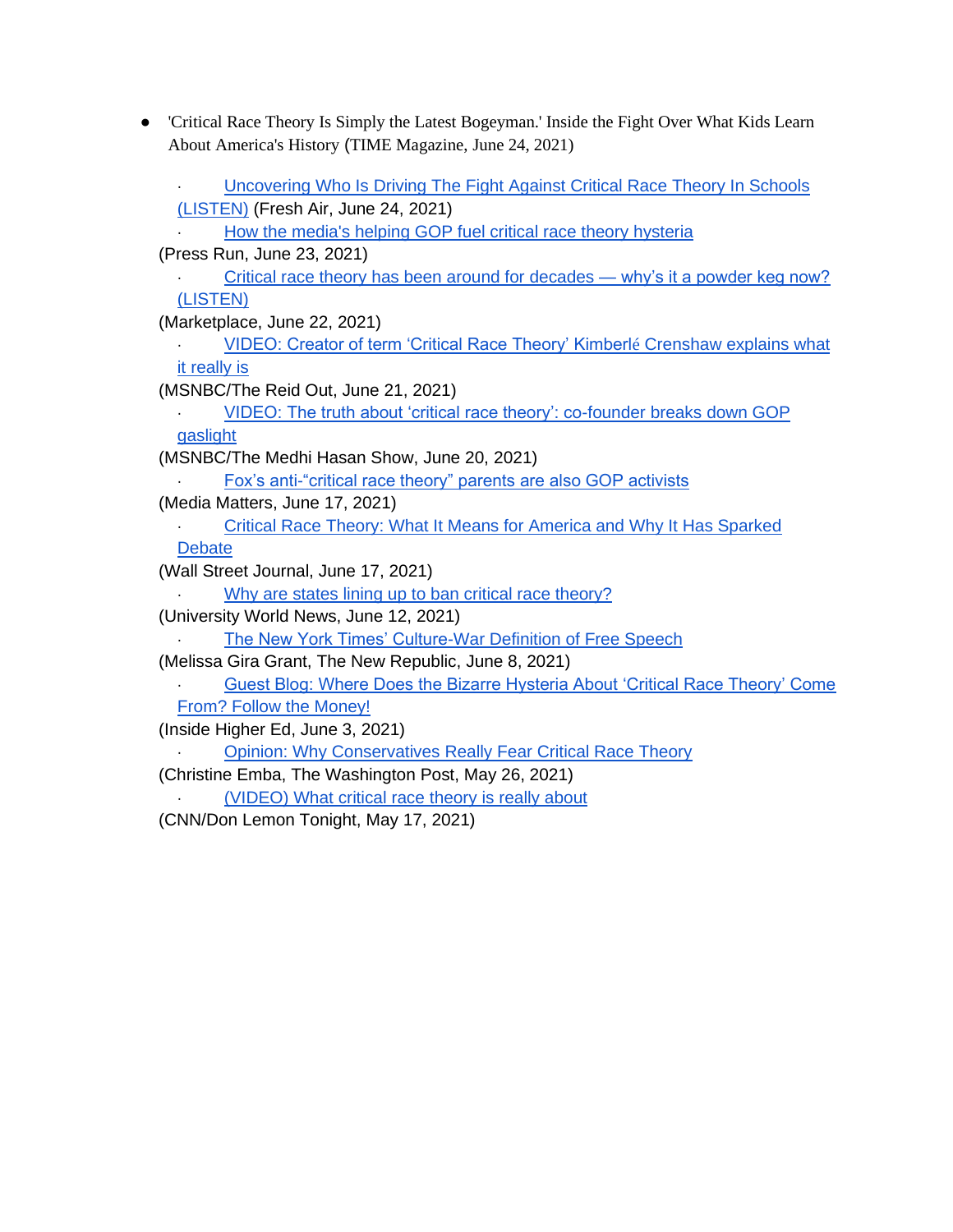- 'Critical Race Theory Is Simply the Latest Bogeyman.' Inside the Fight Over What Kids Learn About America's History (TIME Magazine, June 24, 2021)
    - Uncovering Who Is Driving The Fight Against Critical Race Theory In Schools (LISTEN) (Fresh Air, June 24, 2021)
    - How the media's helping GOP fuel critical race theory hysteria (Press Run, June 23, 2021)
    - Critical race theory has been around for decades — why's it a powder keg now? (LISTEN) (Marketplace, June 22, 2021)
    - VIDEO: Creator of term 'Critical Race Theory' Kimberlé Crenshaw explains what it really is (MSNBC/The Reid Out, June 21, 2021)
    - VIDEO: The truth about 'critical race theory': co-founder breaks down GOP gaslight (MSNBC/The Medhi Hasan Show, June 20, 2021)
    - Fox's anti-"critical race theory" parents are also GOP activists (Media Matters, June 17, 2021)
    - Critical Race Theory: What It Means for America and Why It Has Sparked Debate (Wall Street Journal, June 17, 2021)
    - Why are states lining up to ban critical race theory? (University World News, June 12, 2021)
    - The New York Times' Culture-War Definition of Free Speech (Melissa Gira Grant, The New Republic, June 8, 2021)
    - Guest Blog: Where Does the Bizarre Hysteria About 'Critical Race Theory' Come From? Follow the Money! (Inside Higher Ed, June 3, 2021)
    - Opinion: Why Conservatives Really Fear Critical Race Theory (Christine Emba, The Washington Post, May 26, 2021)
    - (VIDEO) What critical race theory is really about (CNN/Don Lemon Tonight, May 17, 2021)